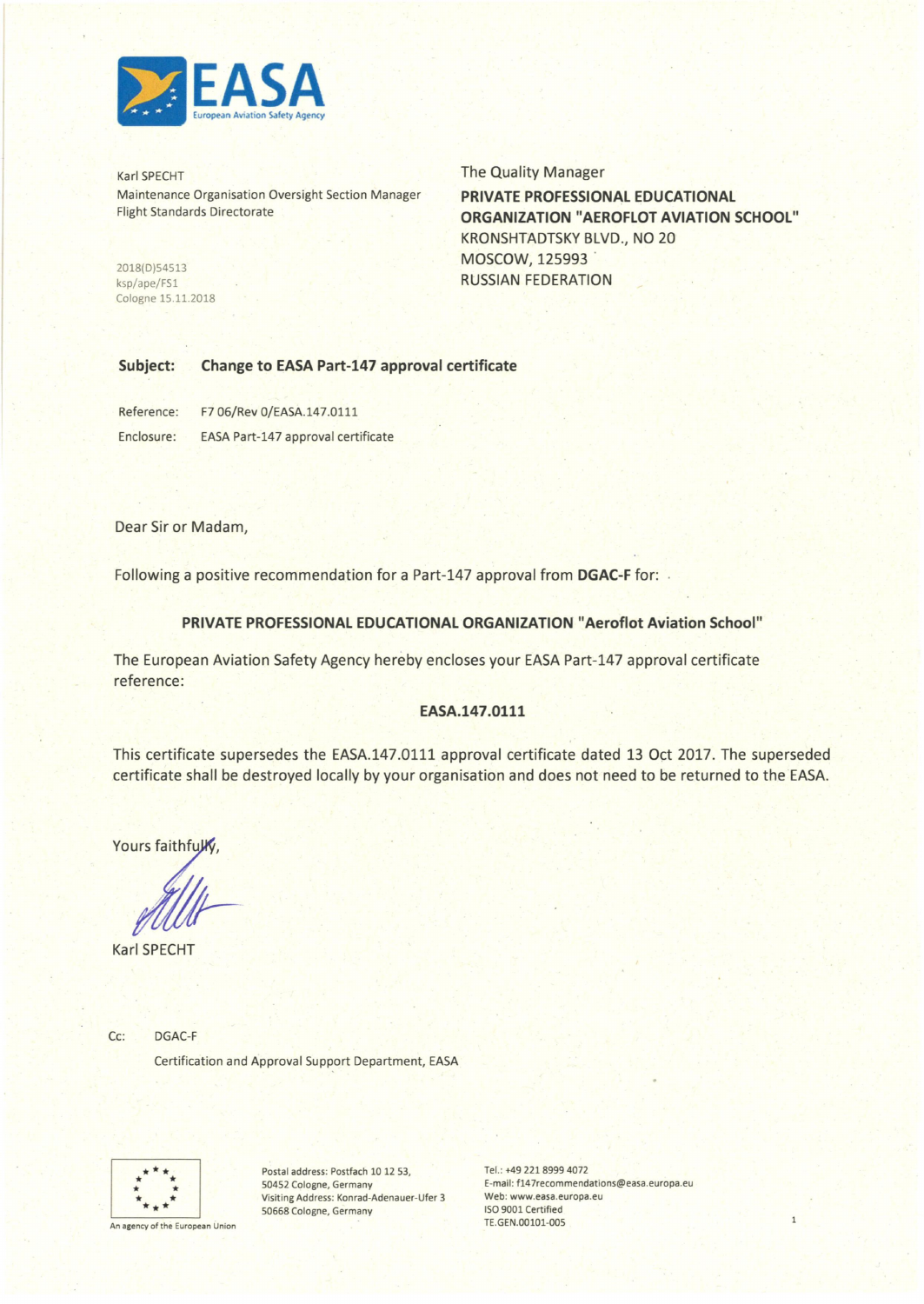EASA
European Aviation Safety Agency

Karl SPECHT
Maintenance Organisation Oversight Section Manager
Flight Standards Directorate

2018(D)54513
ksp/ape/FS1
Cologne 15.11.2018

The Quality Manager
**PRIVATE PROFESSIONAL EDUCATIONAL ORGANIZATION "AEROFLOT AVIATION SCHOOL"**
KRONSHTADTSKY BLVD., NO 20
MOSCOW, 125993
RUSSIAN FEDERATION

**Subject: Change to EASA Part-147 approval certificate**

Reference: F7 06/Rev 0/EASA.147.0111

Enclosure: EASA Part-147 approval certificate

Dear Sir or Madam,

Following a positive recommendation for a Part-147 approval from **DGAC-F** for:

**PRIVATE PROFESSIONAL EDUCATIONAL ORGANIZATION "Aeroflot Aviation School"**

The European Aviation Safety Agency hereby encloses your EASA Part-147 approval certificate reference:

**EASA.147.0111**

This certificate supersedes the EASA.147.0111 approval certificate dated 13 Oct 2017. The superseded certificate shall be destroyed locally by your organisation and does not need to be returned to the EASA.

Yours faithfully,

Karl SPECHT

Cc: DGAC-F
Certification and Approval Support Department, EASA

An agency of the European Union

Postal address: Postfach 10 12 53, 50452 Cologne, Germany
Visiting Address: Konrad-Adenauer-Ufer 3 50668 Cologne, Germany

Tel.: +49 221 8999 4072
E-mail: f147recommendations@easa.europa.eu
Web: www.easa.europa.eu
ISO 9001 Certified
TE.GEN.00101-005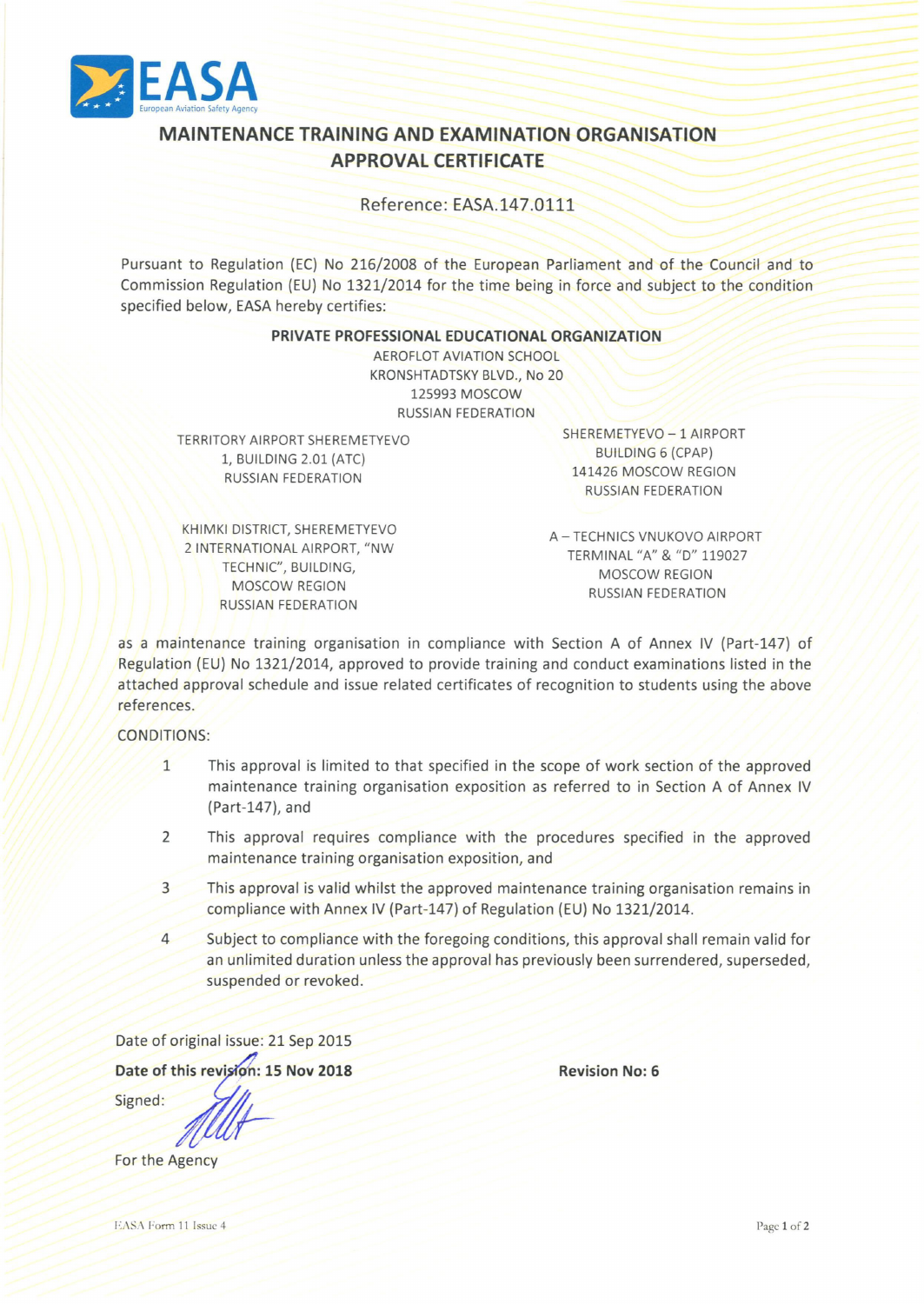EASA
European Aviation Safety Agency

# MAINTENANCE TRAINING AND EXAMINATION ORGANISATION APPROVAL CERTIFICATE

Reference: EASA.147.0111

Pursuant to Regulation (EC) No 216/2008 of the European Parliament and of the Council and to Commission Regulation (EU) No 1321/2014 for the time being in force and subject to the condition specified below, EASA hereby certifies:

**PRIVATE PROFESSIONAL EDUCATIONAL ORGANIZATION**
AEROFLOT AVIATION SCHOOL
KRONSHTADTSKY BLVD., No 20
125993 MOSCOW
RUSSIAN FEDERATION

TERRITORY AIRPORT SHEREMETYEVO
1, BUILDING 2.01 (ATC)
RUSSIAN FEDERATION

SHEREMETYEVO – 1 AIRPORT
BUILDING 6 (CPAP)
141426 MOSCOW REGION
RUSSIAN FEDERATION

KHIMKI DISTRICT, SHEREMETYEVO
2 INTERNATIONAL AIRPORT, "NW TECHNIC", BUILDING,
MOSCOW REGION
RUSSIAN FEDERATION

A – TECHNICS VNUKOVO AIRPORT
TERMINAL "A" & "D" 119027
MOSCOW REGION
RUSSIAN FEDERATION

as a maintenance training organisation in compliance with Section A of Annex IV (Part-147) of Regulation (EU) No 1321/2014, approved to provide training and conduct examinations listed in the attached approval schedule and issue related certificates of recognition to students using the above references.

CONDITIONS:

1. This approval is limited to that specified in the scope of work section of the approved maintenance training organisation exposition as referred to in Section A of Annex IV (Part-147), and
2. This approval requires compliance with the procedures specified in the approved maintenance training organisation exposition, and
3. This approval is valid whilst the approved maintenance training organisation remains in compliance with Annex IV (Part-147) of Regulation (EU) No 1321/2014.
4. Subject to compliance with the foregoing conditions, this approval shall remain valid for an unlimited duration unless the approval has previously been surrendered, superseded, suspended or revoked.

Date of original issue: 21 Sep 2015

**Date of this revision: 15 Nov 2018** **Revision No: 6**

Signed:

For the Agency

EASA Form 11 Issue 4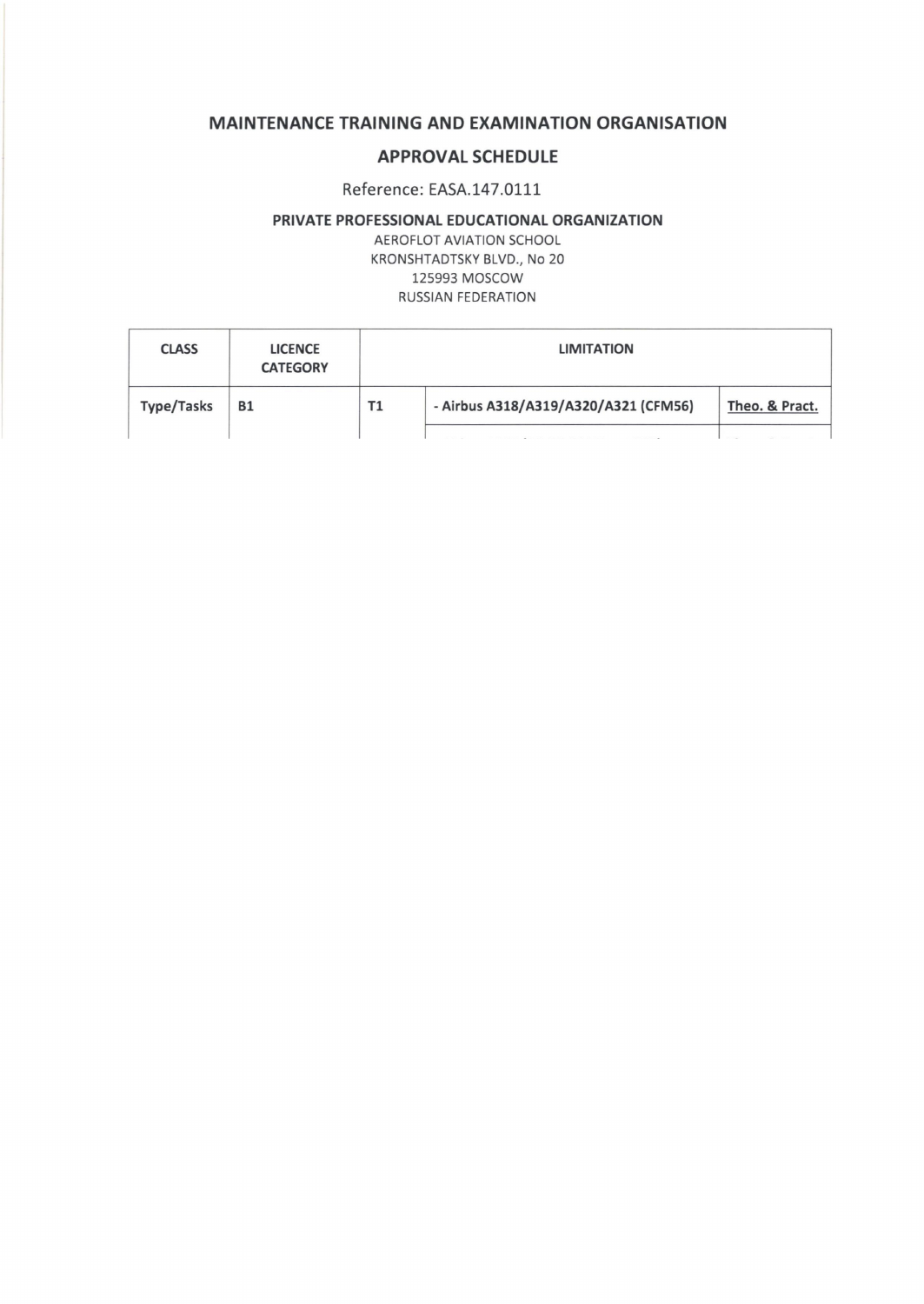## MAINTENANCE TRAINING AND EXAMINATION ORGANISATION

## APPROVAL SCHEDULE

Reference: EASA.147.0111

**PRIVATE PROFESSIONAL EDUCATIONAL ORGANIZATION**

AEROFLOT AVIATION SCHOOL
KRONSHTADTSKY BLVD., No 20
125993 MOSCOW
RUSSIAN FEDERATION

| CLASS | LICENCE CATEGORY | LIMITATION | | |
|---|---|---|---|---|
| **Type/Tasks** | **B1** | **T1** | **- Airbus A318/A319/A320/A321 (CFM56)** | **Theo. & Pract.** |